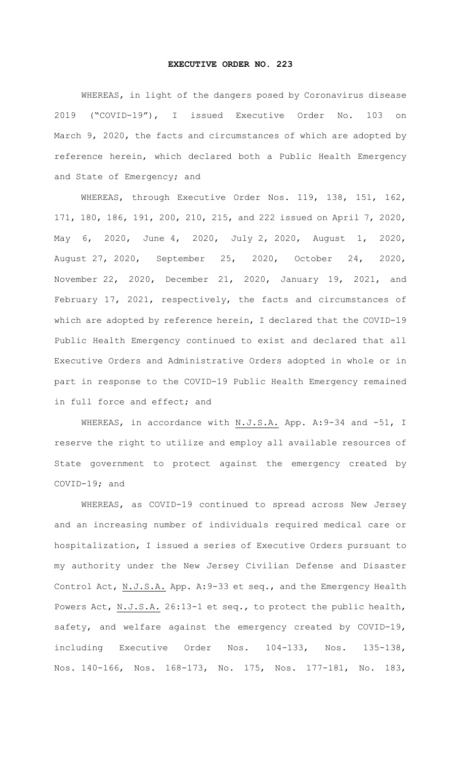# EXECUTIVE ORDER NO. 223

WHEREAS, in light of the dangers posed by Coronavirus disease 2019 ("COVID-19"), I issued Executive Order No. 103 on March 9, 2020, the facts and circumstances of which are adopted by reference herein, which declared both a Public Health Emergency and State of Emergency; and

WHEREAS, through Executive Order Nos. 119, 138, 151, 162, 171, 180, 186, 191, 200, 210, 215, and 222 issued on April 7, 2020, May 6, 2020, June 4, 2020, July 2, 2020, August 1, 2020, August 27, 2020, September 25, 2020, October 24, 2020, November 22, 2020, December 21, 2020, January 19, 2021, and February 17, 2021, respectively, the facts and circumstances of which are adopted by reference herein, I declared that the COVID-19 Public Health Emergency continued to exist and declared that all Executive Orders and Administrative Orders adopted in whole or in part in response to the COVID-19 Public Health Emergency remained in full force and effect; and

WHEREAS, in accordance with N.J.S.A. App. A:9-34 and -51, I reserve the right to utilize and employ all available resources of State government to protect against the emergency created by COVID-19; and

WHEREAS, as COVID-19 continued to spread across New Jersey and an increasing number of individuals required medical care or hospitalization, I issued a series of Executive Orders pursuant to my authority under the New Jersey Civilian Defense and Disaster Control Act, N.J.S.A. App. A:9-33 et seq., and the Emergency Health Powers Act, N.J.S.A. 26:13-1 et seq., to protect the public health, safety, and welfare against the emergency created by COVID-19, including Executive Order Nos. 104-133, Nos. 135-138, Nos. 140-166, Nos. 168-173, No. 175, Nos. 177-181, No. 183,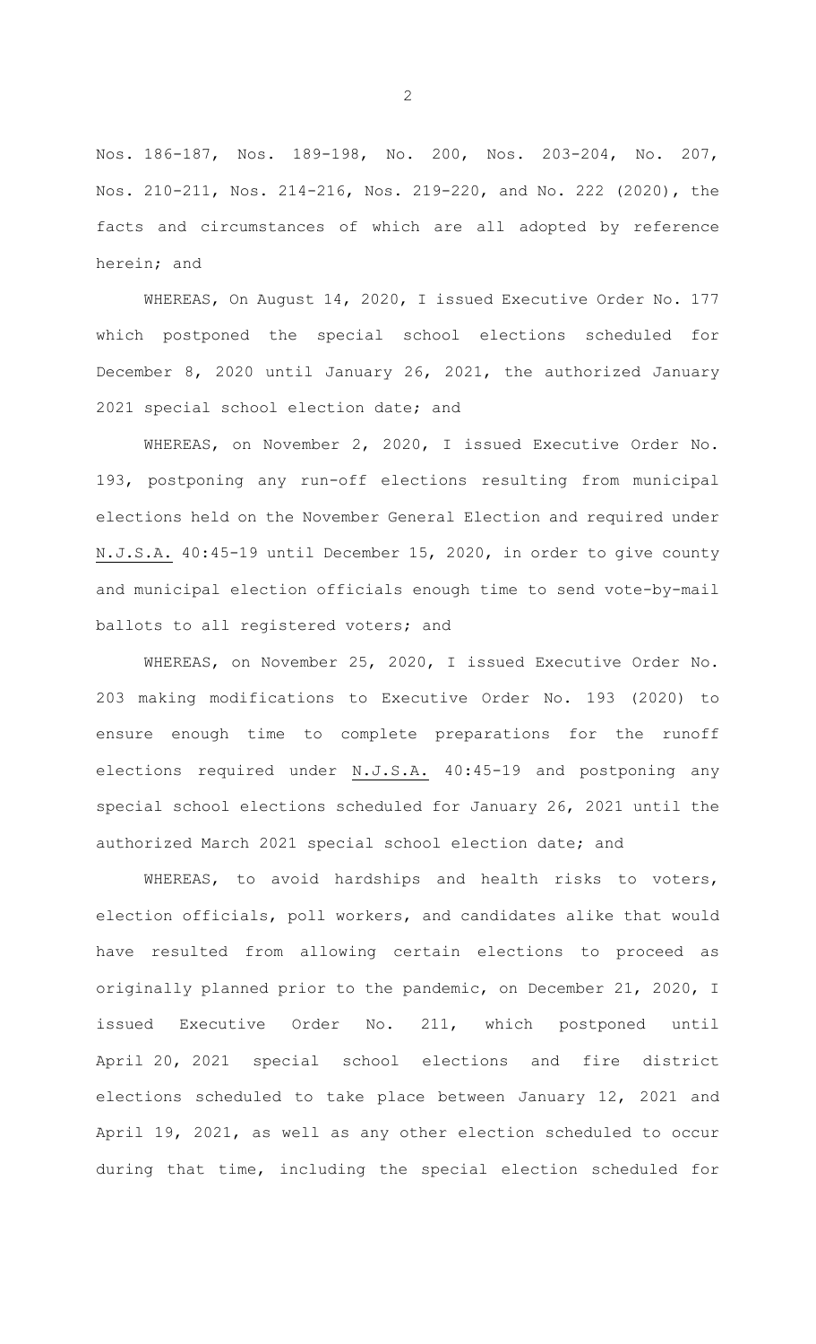Nos. 186-187, Nos. 189-198, No. 200, Nos. 203-204, No. 207, Nos. 210-211, Nos. 214-216, Nos. 219-220, and No. 222 (2020), the facts and circumstances of which are all adopted by reference herein; and

WHEREAS, On August 14, 2020, I issued Executive Order No. 177 which postponed the special school elections scheduled for December 8, 2020 until January 26, 2021, the authorized January 2021 special school election date; and

WHEREAS, on November 2, 2020, I issued Executive Order No. 193, postponing any run-off elections resulting from municipal elections held on the November General Election and required under N.J.S.A. 40:45-19 until December 15, 2020, in order to give county and municipal election officials enough time to send vote-by-mail ballots to all registered voters; and

WHEREAS, on November 25, 2020, I issued Executive Order No. 203 making modifications to Executive Order No. 193 (2020) to ensure enough time to complete preparations for the runoff elections required under N.J.S.A. 40:45-19 and postponing any special school elections scheduled for January 26, 2021 until the authorized March 2021 special school election date; and

WHEREAS, to avoid hardships and health risks to voters, election officials, poll workers, and candidates alike that would have resulted from allowing certain elections to proceed as originally planned prior to the pandemic, on December 21, 2020, I issued Executive Order No. 211, which postponed until April 20, 2021 special school elections and fire district elections scheduled to take place between January 12, 2021 and April 19, 2021, as well as any other election scheduled to occur during that time, including the special election scheduled for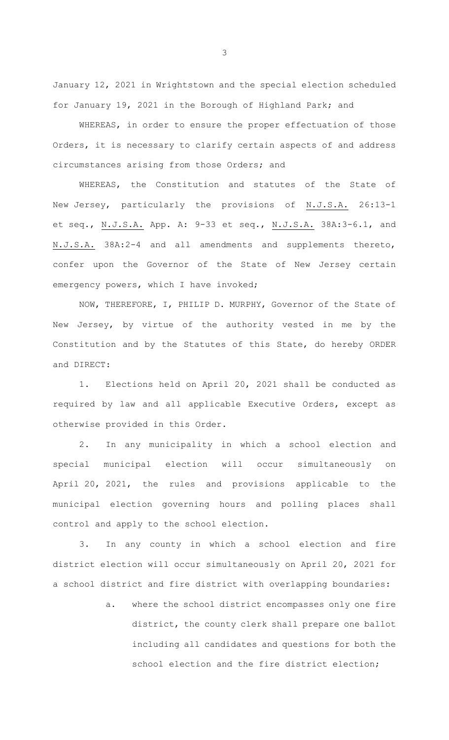January 12, 2021 in Wrightstown and the special election scheduled for January 19, 2021 in the Borough of Highland Park; and

WHEREAS, in order to ensure the proper effectuation of those Orders, it is necessary to clarify certain aspects of and address circumstances arising from those Orders; and

WHEREAS, the Constitution and statutes of the State of New Jersey, particularly the provisions of N.J.S.A. 26:13-1 et seq., N.J.S.A. App. A: 9-33 et seq., N.J.S.A. 38A:3-6.1, and N.J.S.A. 38A:2-4 and all amendments and supplements thereto, confer upon the Governor of the State of New Jersey certain emergency powers, which I have invoked;

NOW, THEREFORE, I, PHILIP D. MURPHY, Governor of the State of New Jersey, by virtue of the authority vested in me by the Constitution and by the Statutes of this State, do hereby ORDER and DIRECT:

1. Elections held on April 20, 2021 shall be conducted as required by law and all applicable Executive Orders, except as otherwise provided in this Order.

2. In any municipality in which a school election and special municipal election will occur simultaneously on April 20, 2021, the rules and provisions applicable to the municipal election governing hours and polling places shall control and apply to the school election.

3. In any county in which a school election and fire district election will occur simultaneously on April 20, 2021 for a school district and fire district with overlapping boundaries:

   a. where the school district encompasses only one fire district, the county clerk shall prepare one ballot including all candidates and questions for both the school election and the fire district election;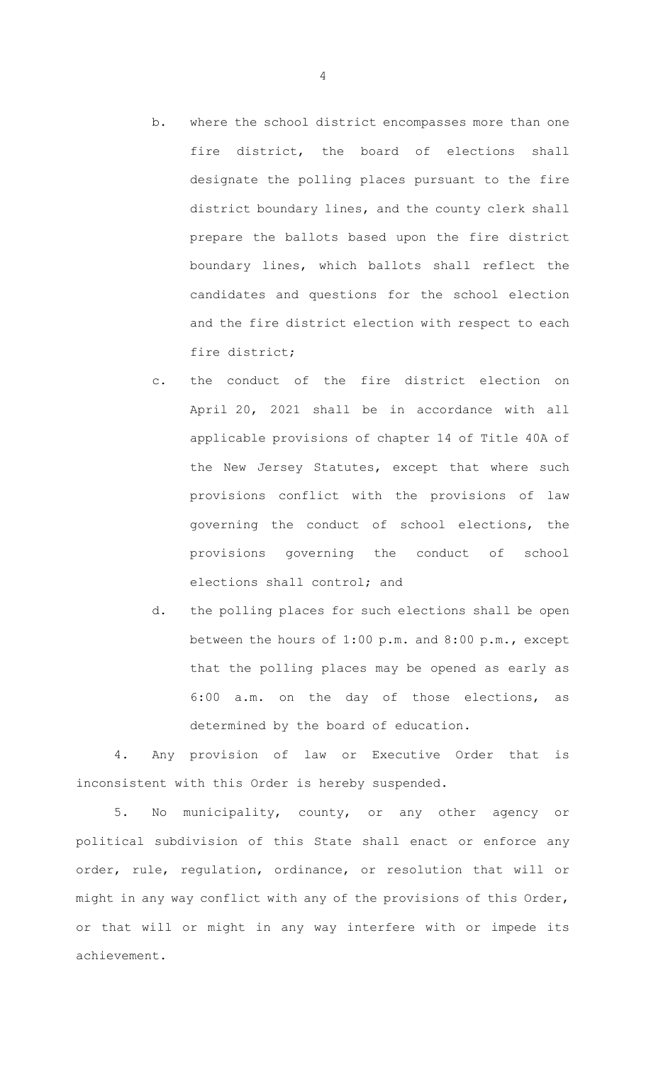b. where the school district encompasses more than one fire district, the board of elections shall designate the polling places pursuant to the fire district boundary lines, and the county clerk shall prepare the ballots based upon the fire district boundary lines, which ballots shall reflect the candidates and questions for the school election and the fire district election with respect to each fire district;

c. the conduct of the fire district election on April 20, 2021 shall be in accordance with all applicable provisions of chapter 14 of Title 40A of the New Jersey Statutes, except that where such provisions conflict with the provisions of law governing the conduct of school elections, the provisions governing the conduct of school elections shall control; and

d. the polling places for such elections shall be open between the hours of 1:00 p.m. and 8:00 p.m., except that the polling places may be opened as early as 6:00 a.m. on the day of those elections, as determined by the board of education.

4. Any provision of law or Executive Order that is inconsistent with this Order is hereby suspended.

5. No municipality, county, or any other agency or political subdivision of this State shall enact or enforce any order, rule, regulation, ordinance, or resolution that will or might in any way conflict with any of the provisions of this Order, or that will or might in any way interfere with or impede its achievement.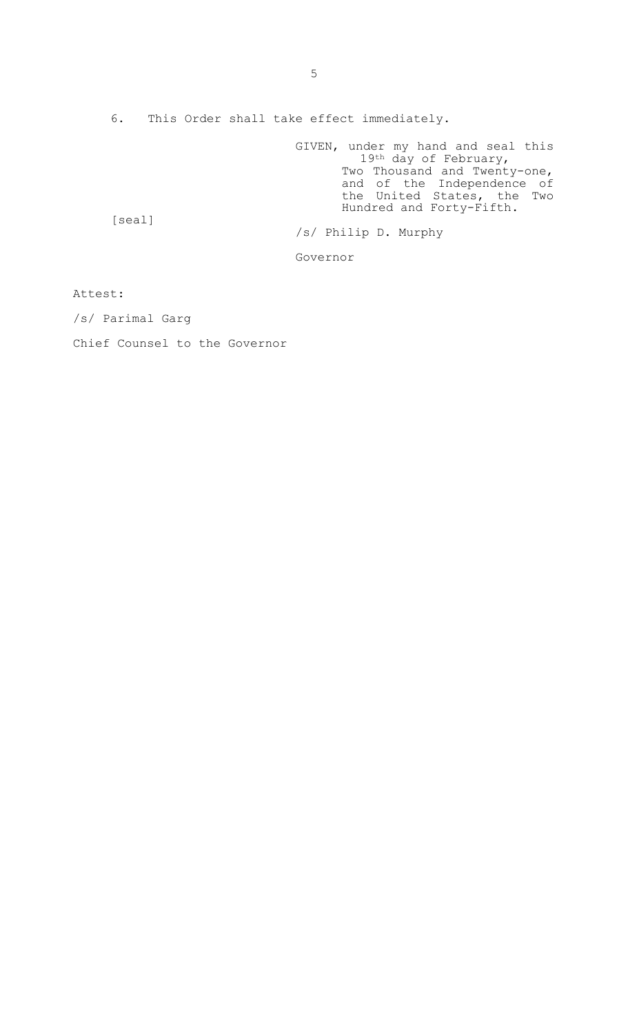6. This Order shall take effect immediately.

GIVEN, under my hand and seal this 19th day of February, Two Thousand and Twenty-one, and of the Independence of the United States, the Two Hundred and Forty-Fifth.

[seal]

/s/ Philip D. Murphy

Governor

Attest:

/s/ Parimal Garg

Chief Counsel to the Governor